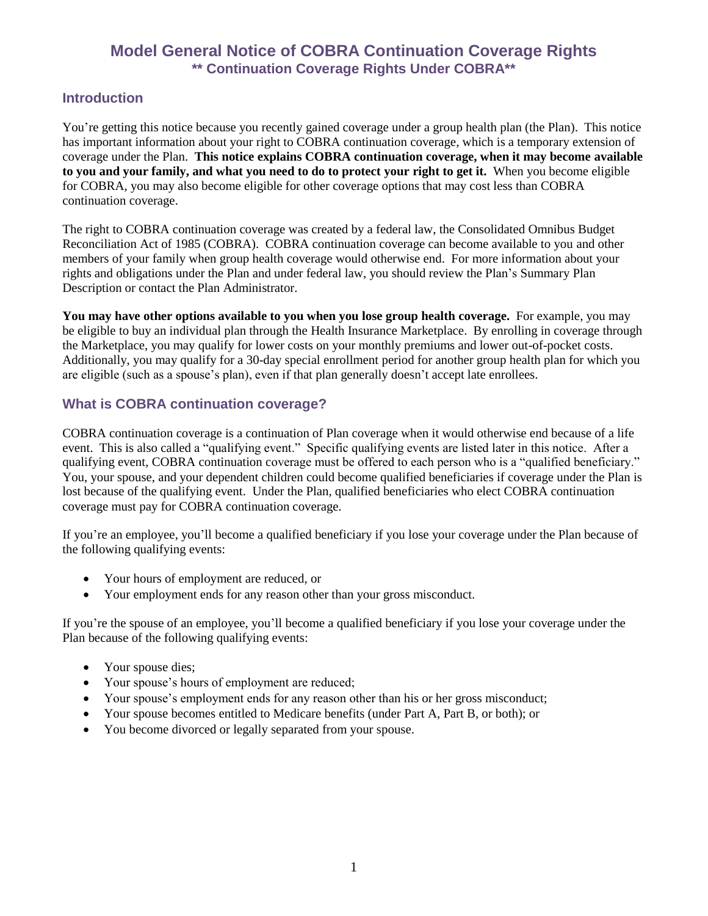# Model General Notice of COBRA Continuation Coverage Rights

## ** Continuation Coverage Rights Under COBRA**

### Introduction

You're getting this notice because you recently gained coverage under a group health plan (the Plan). This notice has important information about your right to COBRA continuation coverage, which is a temporary extension of coverage under the Plan. **This notice explains COBRA continuation coverage, when it may become available to you and your family, and what you need to do to protect your right to get it.** When you become eligible for COBRA, you may also become eligible for other coverage options that may cost less than COBRA continuation coverage.

The right to COBRA continuation coverage was created by a federal law, the Consolidated Omnibus Budget Reconciliation Act of 1985 (COBRA). COBRA continuation coverage can become available to you and other members of your family when group health coverage would otherwise end. For more information about your rights and obligations under the Plan and under federal law, you should review the Plan's Summary Plan Description or contact the Plan Administrator.

**You may have other options available to you when you lose group health coverage.** For example, you may be eligible to buy an individual plan through the Health Insurance Marketplace. By enrolling in coverage through the Marketplace, you may qualify for lower costs on your monthly premiums and lower out-of-pocket costs. Additionally, you may qualify for a 30-day special enrollment period for another group health plan for which you are eligible (such as a spouse's plan), even if that plan generally doesn't accept late enrollees.

### What is COBRA continuation coverage?

COBRA continuation coverage is a continuation of Plan coverage when it would otherwise end because of a life event. This is also called a "qualifying event." Specific qualifying events are listed later in this notice. After a qualifying event, COBRA continuation coverage must be offered to each person who is a "qualified beneficiary." You, your spouse, and your dependent children could become qualified beneficiaries if coverage under the Plan is lost because of the qualifying event. Under the Plan, qualified beneficiaries who elect COBRA continuation coverage must pay for COBRA continuation coverage.

If you're an employee, you'll become a qualified beneficiary if you lose your coverage under the Plan because of the following qualifying events:

- Your hours of employment are reduced, or
- Your employment ends for any reason other than your gross misconduct.

If you're the spouse of an employee, you'll become a qualified beneficiary if you lose your coverage under the Plan because of the following qualifying events:

- Your spouse dies;
- Your spouse's hours of employment are reduced;
- Your spouse's employment ends for any reason other than his or her gross misconduct;
- Your spouse becomes entitled to Medicare benefits (under Part A, Part B, or both); or
- You become divorced or legally separated from your spouse.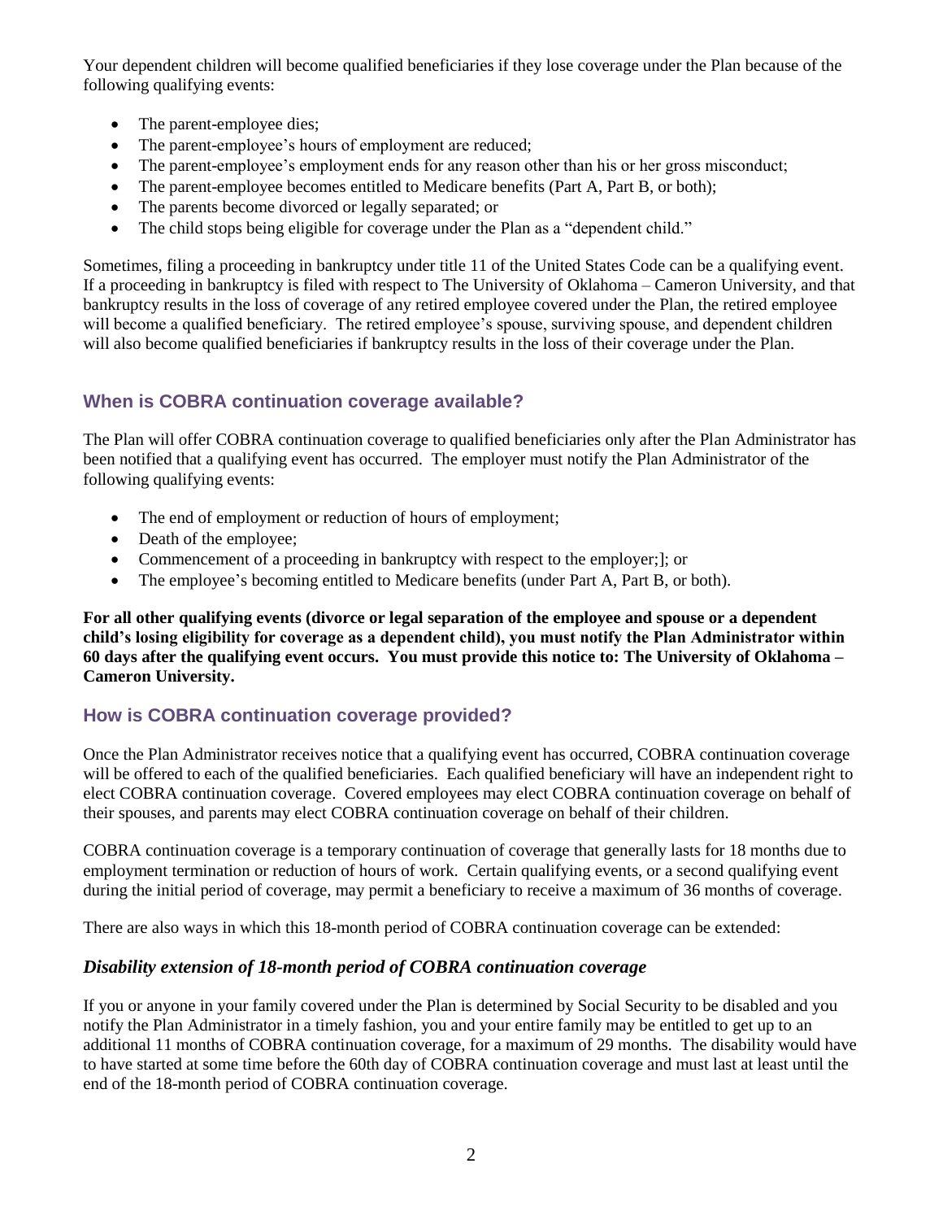Your dependent children will become qualified beneficiaries if they lose coverage under the Plan because of the following qualifying events:

- The parent-employee dies;
- The parent-employee's hours of employment are reduced;
- The parent-employee's employment ends for any reason other than his or her gross misconduct;
- The parent-employee becomes entitled to Medicare benefits (Part A, Part B, or both);
- The parents become divorced or legally separated; or
- The child stops being eligible for coverage under the Plan as a "dependent child."

Sometimes, filing a proceeding in bankruptcy under title 11 of the United States Code can be a qualifying event. If a proceeding in bankruptcy is filed with respect to The University of Oklahoma – Cameron University, and that bankruptcy results in the loss of coverage of any retired employee covered under the Plan, the retired employee will become a qualified beneficiary. The retired employee's spouse, surviving spouse, and dependent children will also become qualified beneficiaries if bankruptcy results in the loss of their coverage under the Plan.

## When is COBRA continuation coverage available?

The Plan will offer COBRA continuation coverage to qualified beneficiaries only after the Plan Administrator has been notified that a qualifying event has occurred. The employer must notify the Plan Administrator of the following qualifying events:

- The end of employment or reduction of hours of employment;
- Death of the employee;
- Commencement of a proceeding in bankruptcy with respect to the employer;]; or
- The employee's becoming entitled to Medicare benefits (under Part A, Part B, or both).

**For all other qualifying events (divorce or legal separation of the employee and spouse or a dependent child's losing eligibility for coverage as a dependent child), you must notify the Plan Administrator within 60 days after the qualifying event occurs. You must provide this notice to: The University of Oklahoma – Cameron University.**

## How is COBRA continuation coverage provided?

Once the Plan Administrator receives notice that a qualifying event has occurred, COBRA continuation coverage will be offered to each of the qualified beneficiaries. Each qualified beneficiary will have an independent right to elect COBRA continuation coverage. Covered employees may elect COBRA continuation coverage on behalf of their spouses, and parents may elect COBRA continuation coverage on behalf of their children.

COBRA continuation coverage is a temporary continuation of coverage that generally lasts for 18 months due to employment termination or reduction of hours of work. Certain qualifying events, or a second qualifying event during the initial period of coverage, may permit a beneficiary to receive a maximum of 36 months of coverage.

There are also ways in which this 18-month period of COBRA continuation coverage can be extended:

### *Disability extension of 18-month period of COBRA continuation coverage*

If you or anyone in your family covered under the Plan is determined by Social Security to be disabled and you notify the Plan Administrator in a timely fashion, you and your entire family may be entitled to get up to an additional 11 months of COBRA continuation coverage, for a maximum of 29 months. The disability would have to have started at some time before the 60th day of COBRA continuation coverage and must last at least until the end of the 18-month period of COBRA continuation coverage.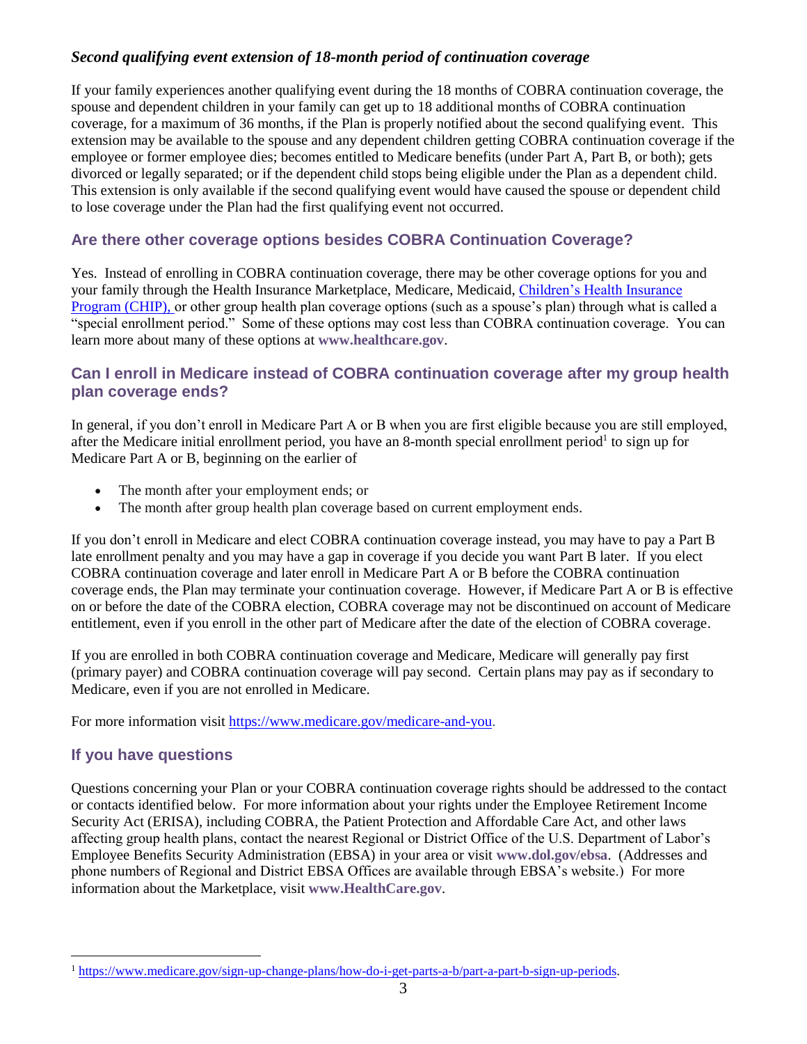### *Second qualifying event extension of 18-month period of continuation coverage*

If your family experiences another qualifying event during the 18 months of COBRA continuation coverage, the spouse and dependent children in your family can get up to 18 additional months of COBRA continuation coverage, for a maximum of 36 months, if the Plan is properly notified about the second qualifying event. This extension may be available to the spouse and any dependent children getting COBRA continuation coverage if the employee or former employee dies; becomes entitled to Medicare benefits (under Part A, Part B, or both); gets divorced or legally separated; or if the dependent child stops being eligible under the Plan as a dependent child. This extension is only available if the second qualifying event would have caused the spouse or dependent child to lose coverage under the Plan had the first qualifying event not occurred.

## Are there other coverage options besides COBRA Continuation Coverage?

Yes. Instead of enrolling in COBRA continuation coverage, there may be other coverage options for you and your family through the Health Insurance Marketplace, Medicare, Medicaid, Children's Health Insurance Program (CHIP), or other group health plan coverage options (such as a spouse's plan) through what is called a "special enrollment period." Some of these options may cost less than COBRA continuation coverage. You can learn more about many of these options at **www.healthcare.gov**.

## Can I enroll in Medicare instead of COBRA continuation coverage after my group health plan coverage ends?

In general, if you don't enroll in Medicare Part A or B when you are first eligible because you are still employed, after the Medicare initial enrollment period, you have an 8-month special enrollment period[1] to sign up for Medicare Part A or B, beginning on the earlier of

- The month after your employment ends; or
- The month after group health plan coverage based on current employment ends.

If you don't enroll in Medicare and elect COBRA continuation coverage instead, you may have to pay a Part B late enrollment penalty and you may have a gap in coverage if you decide you want Part B later. If you elect COBRA continuation coverage and later enroll in Medicare Part A or B before the COBRA continuation coverage ends, the Plan may terminate your continuation coverage. However, if Medicare Part A or B is effective on or before the date of the COBRA election, COBRA coverage may not be discontinued on account of Medicare entitlement, even if you enroll in the other part of Medicare after the date of the election of COBRA coverage.

If you are enrolled in both COBRA continuation coverage and Medicare, Medicare will generally pay first (primary payer) and COBRA continuation coverage will pay second. Certain plans may pay as if secondary to Medicare, even if you are not enrolled in Medicare.

For more information visit https://www.medicare.gov/medicare-and-you.

## If you have questions

Questions concerning your Plan or your COBRA continuation coverage rights should be addressed to the contact or contacts identified below. For more information about your rights under the Employee Retirement Income Security Act (ERISA), including COBRA, the Patient Protection and Affordable Care Act, and other laws affecting group health plans, contact the nearest Regional or District Office of the U.S. Department of Labor's Employee Benefits Security Administration (EBSA) in your area or visit **www.dol.gov/ebsa**. (Addresses and phone numbers of Regional and District EBSA Offices are available through EBSA's website.) For more information about the Marketplace, visit **www.HealthCare.gov**.

---

[1] https://www.medicare.gov/sign-up-change-plans/how-do-i-get-parts-a-b/part-a-part-b-sign-up-periods.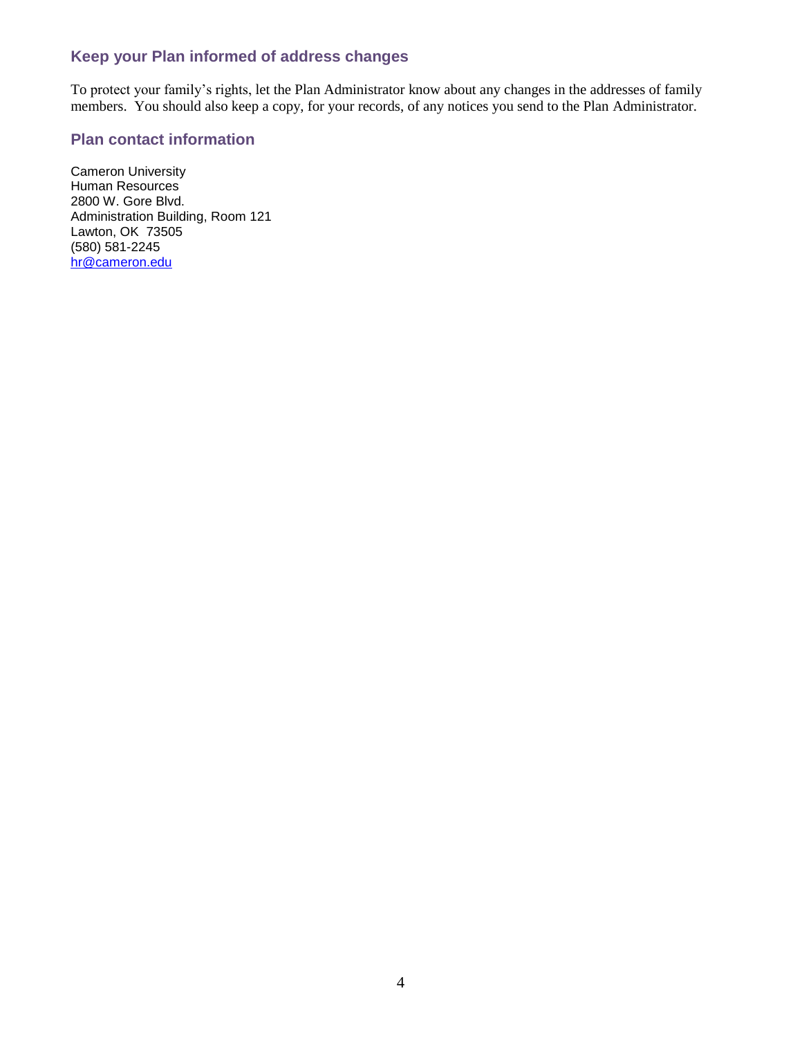### Keep your Plan informed of address changes

To protect your family's rights, let the Plan Administrator know about any changes in the addresses of family members. You should also keep a copy, for your records, of any notices you send to the Plan Administrator.

### Plan contact information

Cameron University  
Human Resources  
2800 W. Gore Blvd.  
Administration Building, Room 121  
Lawton, OK 73505  
(580) 581-2245  
hr@cameron.edu